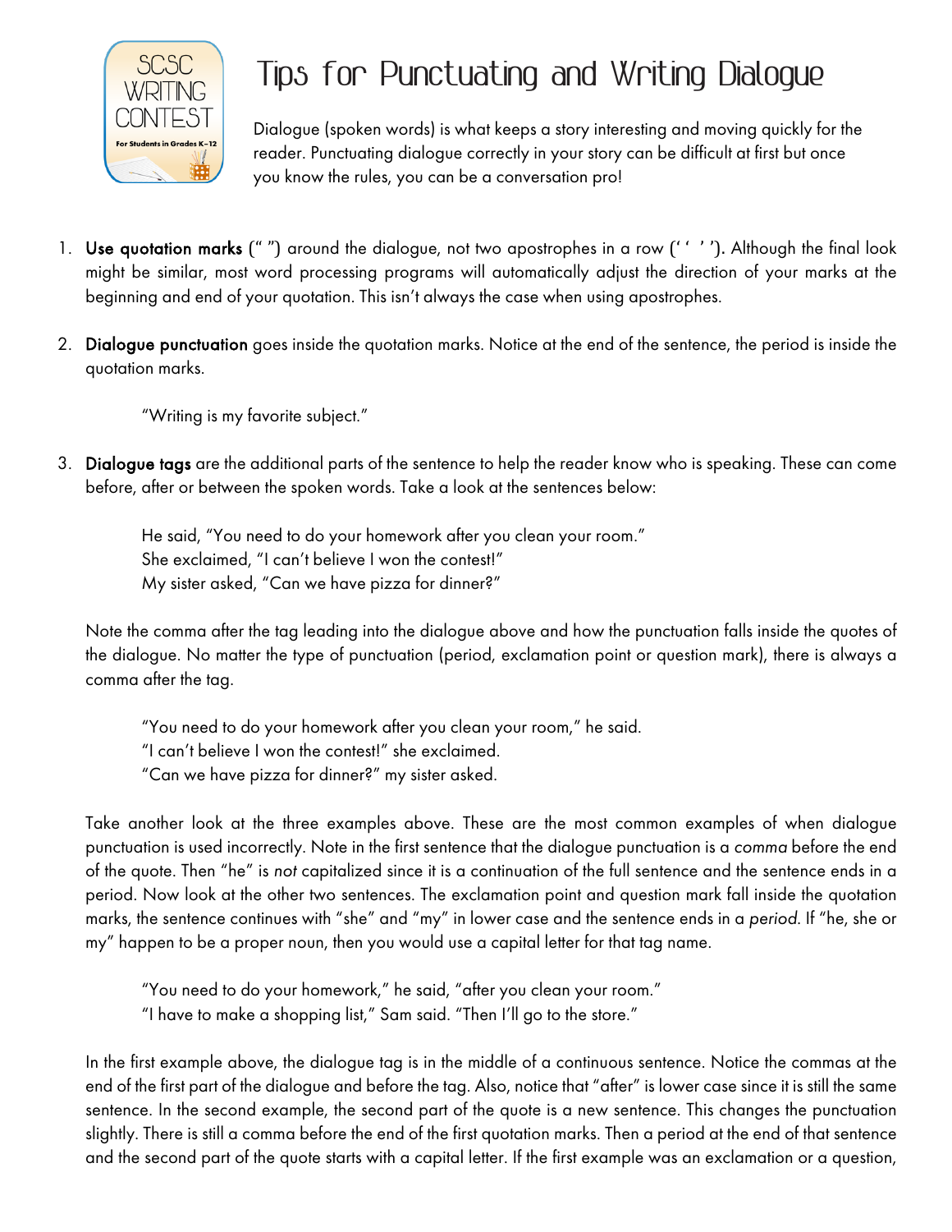# Tips for Punctuating and Writing Dialogue

Dialogue (spoken words) is what keeps a story interesting and moving quickly for the reader. Punctuating dialogue correctly in your story can be difficult at first but once you know the rules, you can be a conversation pro!

1. **Use quotation marks** (" ") around the dialogue, not two apostrophes in a row (' ' ' '). Although the final look might be similar, most word processing programs will automatically adjust the direction of your marks at the beginning and end of your quotation. This isn't always the case when using apostrophes.

2. **Dialogue punctuation** goes inside the quotation marks. Notice at the end of the sentence, the period is inside the quotation marks.

   "Writing is my favorite subject."

3. **Dialogue tags** are the additional parts of the sentence to help the reader know who is speaking. These can come before, after or between the spoken words. Take a look at the sentences below:

   He said, "You need to do your homework after you clean your room."
   She exclaimed, "I can't believe I won the contest!"
   My sister asked, "Can we have pizza for dinner?"

   Note the comma after the tag leading into the dialogue above and how the punctuation falls inside the quotes of the dialogue. No matter the type of punctuation (period, exclamation point or question mark), there is always a comma after the tag.

   "You need to do your homework after you clean your room," he said.
   "I can't believe I won the contest!" she exclaimed.
   "Can we have pizza for dinner?" my sister asked.

   Take another look at the three examples above. These are the most common examples of when dialogue punctuation is used incorrectly. Note in the first sentence that the dialogue punctuation is a *comma* before the end of the quote. Then "he" is *not* capitalized since it is a continuation of the full sentence and the sentence ends in a period. Now look at the other two sentences. The exclamation point and question mark fall inside the quotation marks, the sentence continues with "she" and "my" in lower case and the sentence ends in a *period*. If "he, she or my" happen to be a proper noun, then you would use a capital letter for that tag name.

   "You need to do your homework," he said, "after you clean your room."
   "I have to make a shopping list," Sam said. "Then I'll go to the store."

   In the first example above, the dialogue tag is in the middle of a continuous sentence. Notice the commas at the end of the first part of the dialogue and before the tag. Also, notice that "after" is lower case since it is still the same sentence. In the second example, the second part of the quote is a new sentence. This changes the punctuation slightly. There is still a comma before the end of the first quotation marks. Then a period at the end of that sentence and the second part of the quote starts with a capital letter. If the first example was an exclamation or a question,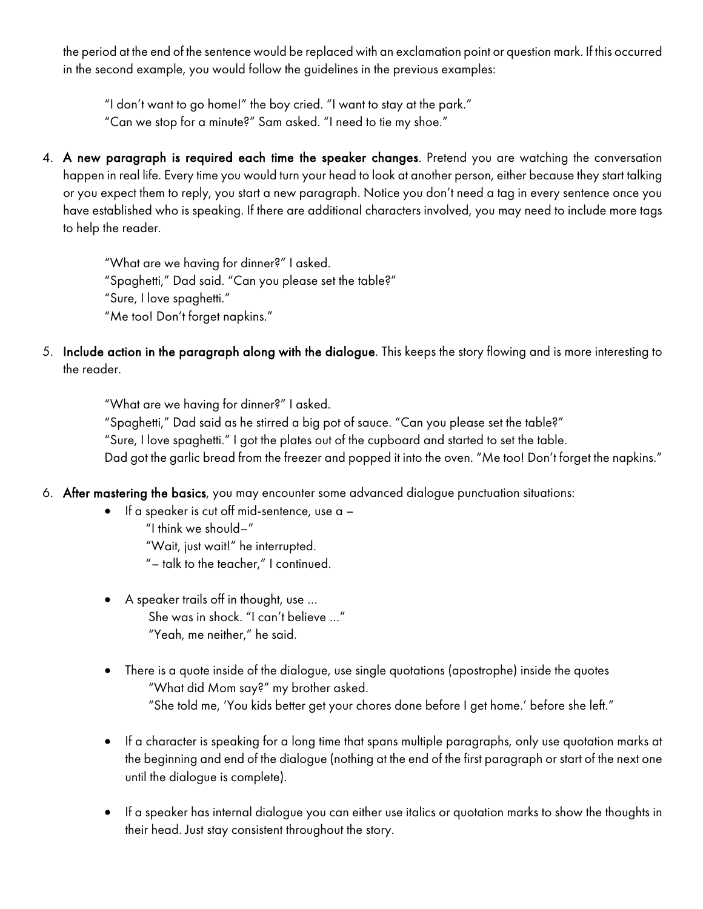the period at the end of the sentence would be replaced with an exclamation point or question mark. If this occurred in the second example, you would follow the guidelines in the previous examples:

> "I don't want to go home!" the boy cried. "I want to stay at the park."
> "Can we stop for a minute?" Sam asked. "I need to tie my shoe."

4. **A new paragraph is required each time the speaker changes**. Pretend you are watching the conversation happen in real life. Every time you would turn your head to look at another person, either because they start talking or you expect them to reply, you start a new paragraph. Notice you don't need a tag in every sentence once you have established who is speaking. If there are additional characters involved, you may need to include more tags to help the reader.

   > "What are we having for dinner?" I asked.
   > "Spaghetti," Dad said. "Can you please set the table?"
   > "Sure, I love spaghetti."
   > "Me too! Don't forget napkins."

5. **Include action in the paragraph along with the dialogue**. This keeps the story flowing and is more interesting to the reader.

   > "What are we having for dinner?" I asked.
   > "Spaghetti," Dad said as he stirred a big pot of sauce. "Can you please set the table?"
   > "Sure, I love spaghetti." I got the plates out of the cupboard and started to set the table.
   > Dad got the garlic bread from the freezer and popped it into the oven. "Me too! Don't forget the napkins."

6. **After mastering the basics**, you may encounter some advanced dialogue punctuation situations:
   - If a speaker is cut off mid-sentence, use a –
     "I think we should–"
     "Wait, just wait!" he interrupted.
     "– talk to the teacher," I continued.

   - A speaker trails off in thought, use …
     She was in shock. "I can't believe …"
     "Yeah, me neither," he said.

   - There is a quote inside of the dialogue, use single quotations (apostrophe) inside the quotes
     "What did Mom say?" my brother asked.
     "She told me, 'You kids better get your chores done before I get home.' before she left."

   - If a character is speaking for a long time that spans multiple paragraphs, only use quotation marks at the beginning and end of the dialogue (nothing at the end of the first paragraph or start of the next one until the dialogue is complete).

   - If a speaker has internal dialogue you can either use italics or quotation marks to show the thoughts in their head. Just stay consistent throughout the story.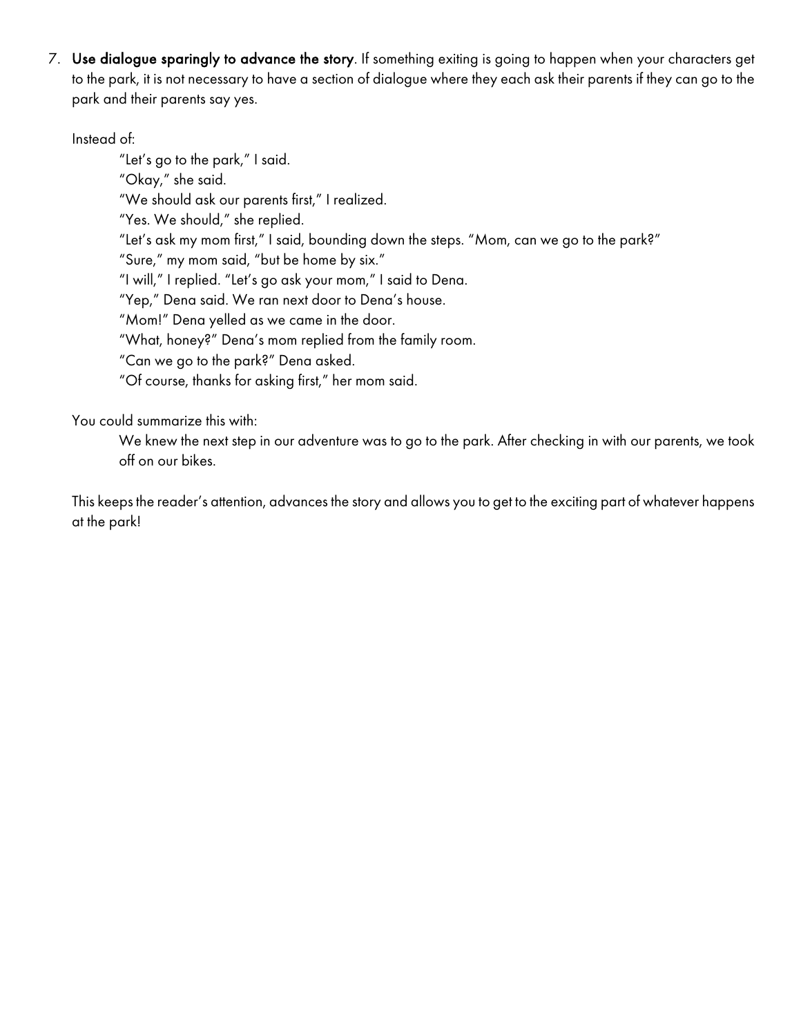7. **Use dialogue sparingly to advance the story**. If something exiting is going to happen when your characters get to the park, it is not necessary to have a section of dialogue where they each ask their parents if they can go to the park and their parents say yes.

   Instead of:

   > "Let's go to the park," I said.
   > "Okay," she said.
   > "We should ask our parents first," I realized.
   > "Yes. We should," she replied.
   > "Let's ask my mom first," I said, bounding down the steps. "Mom, can we go to the park?"
   > "Sure," my mom said, "but be home by six."
   > "I will," I replied. "Let's go ask your mom," I said to Dena.
   > "Yep," Dena said. We ran next door to Dena's house.
   > "Mom!" Dena yelled as we came in the door.
   > "What, honey?" Dena's mom replied from the family room.
   > "Can we go to the park?" Dena asked.
   > "Of course, thanks for asking first," her mom said.

   You could summarize this with:

   > We knew the next step in our adventure was to go to the park. After checking in with our parents, we took off on our bikes.

   This keeps the reader's attention, advances the story and allows you to get to the exciting part of whatever happens at the park!